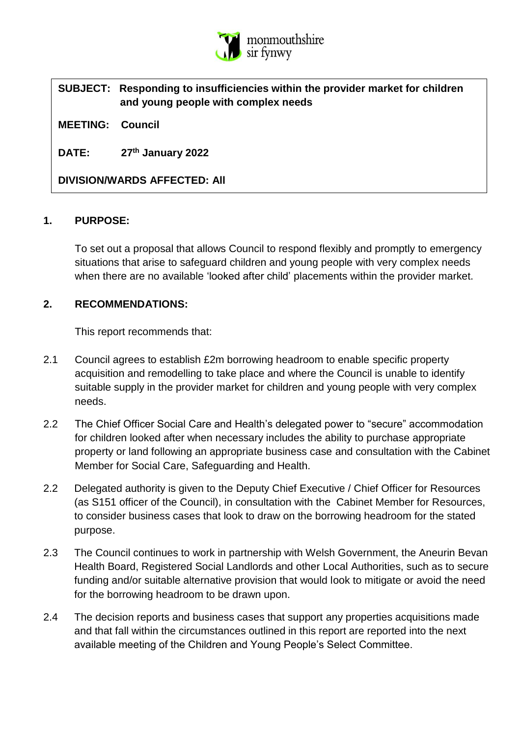monmouthshire
sir fynwy

**SUBJECT: Responding to insufficiencies within the provider market for children and young people with complex needs**

**MEETING: Council**

**DATE: 27th January 2022**

**DIVISION/WARDS AFFECTED: All**

## 1. PURPOSE:

To set out a proposal that allows Council to respond flexibly and promptly to emergency situations that arise to safeguard children and young people with very complex needs when there are no available 'looked after child' placements within the provider market.

## 2. RECOMMENDATIONS:

This report recommends that:

2.1 Council agrees to establish £2m borrowing headroom to enable specific property acquisition and remodelling to take place and where the Council is unable to identify suitable supply in the provider market for children and young people with very complex needs.

2.2 The Chief Officer Social Care and Health's delegated power to "secure" accommodation for children looked after when necessary includes the ability to purchase appropriate property or land following an appropriate business case and consultation with the Cabinet Member for Social Care, Safeguarding and Health.

2.2 Delegated authority is given to the Deputy Chief Executive / Chief Officer for Resources (as S151 officer of the Council), in consultation with the Cabinet Member for Resources, to consider business cases that look to draw on the borrowing headroom for the stated purpose.

2.3 The Council continues to work in partnership with Welsh Government, the Aneurin Bevan Health Board, Registered Social Landlords and other Local Authorities, such as to secure funding and/or suitable alternative provision that would look to mitigate or avoid the need for the borrowing headroom to be drawn upon.

2.4 The decision reports and business cases that support any properties acquisitions made and that fall within the circumstances outlined in this report are reported into the next available meeting of the Children and Young People's Select Committee.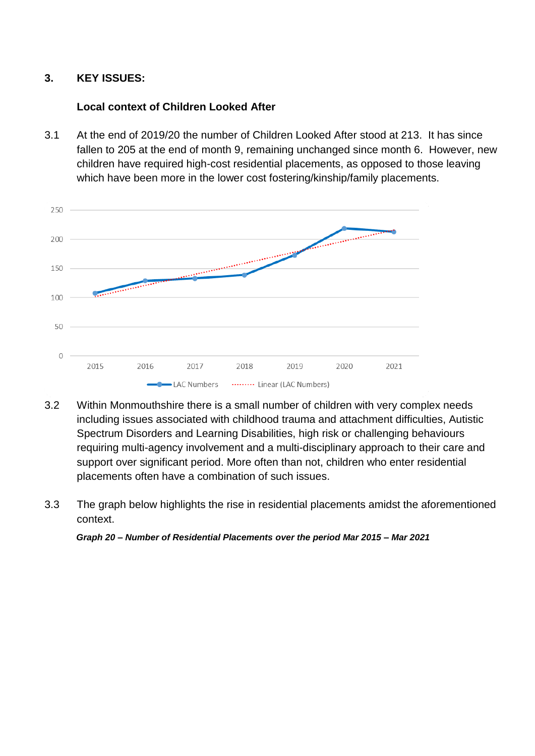## 3. KEY ISSUES:

### Local context of Children Looked After

3.1 At the end of 2019/20 the number of Children Looked After stood at 213. It has since fallen to 205 at the end of month 9, remaining unchanged since month 6. However, new children have required high-cost residential placements, as opposed to those leaving which have been more in the lower cost fostering/kinship/family placements.

3.2 Within Monmouthshire there is a small number of children with very complex needs including issues associated with childhood trauma and attachment difficulties, Autistic Spectrum Disorders and Learning Disabilities, high risk or challenging behaviours requiring multi-agency involvement and a multi-disciplinary approach to their care and support over significant period. More often than not, children who enter residential placements often have a combination of such issues.

3.3 The graph below highlights the rise in residential placements amidst the aforementioned context.

***Graph 20 – Number of Residential Placements over the period Mar 2015 – Mar 2021***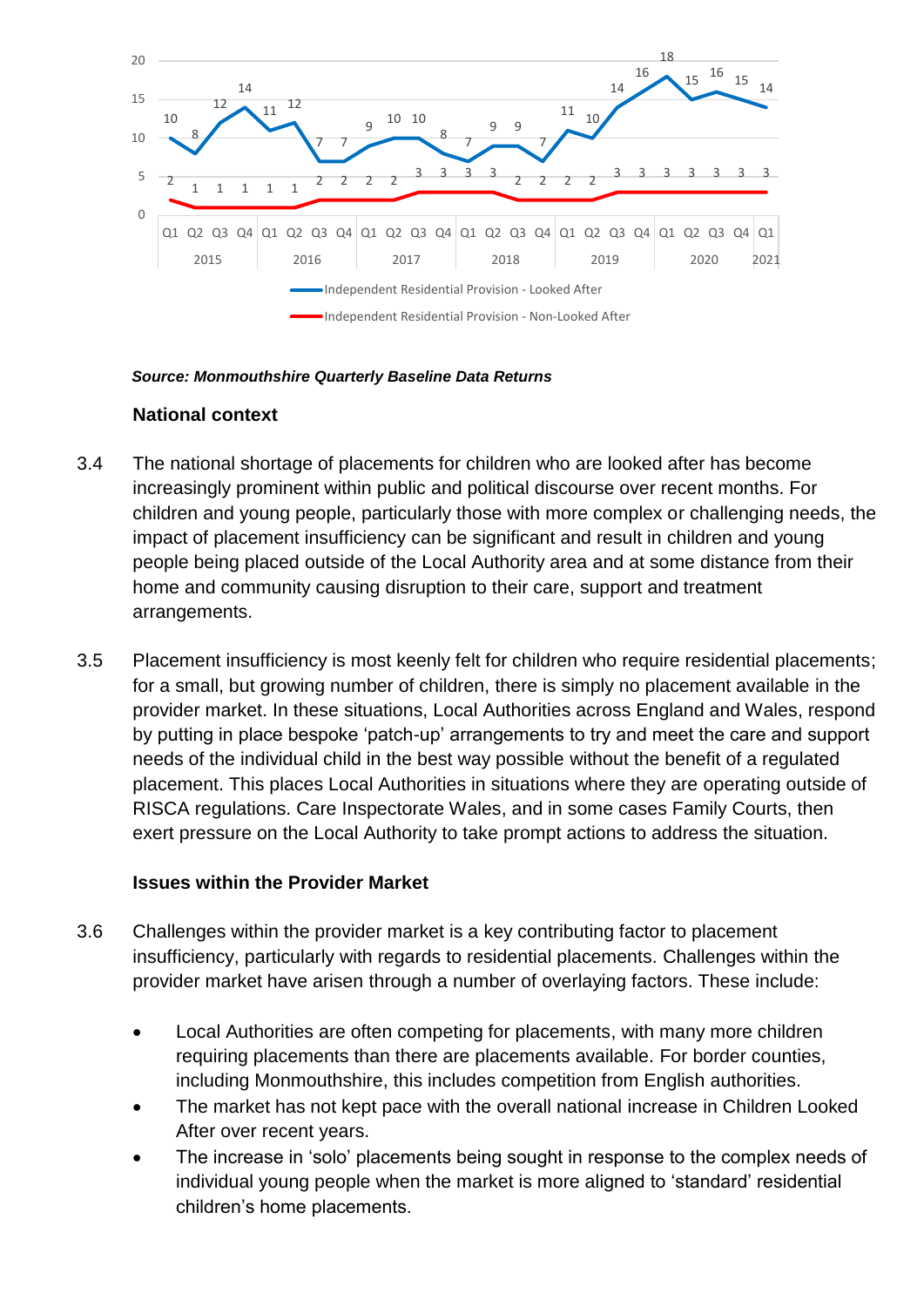| Year | Quarter | Independent Residential Provision - Looked After | Independent Residential Provision - Non-Looked After |
|---|---|---|---|
| 2015 | Q1 | 10 | 2 |
| | Q2 | 8 | 1 |
| | Q3 | 12 | 1 |
| | Q4 | 14 | 1 |
| 2016 | Q1 | 11 | 1 |
| | Q2 | 12 | 1 |
| | Q3 | 7 | 2 |
| | Q4 | 7 | 2 |
| 2017 | Q1 | 9 | 2 |
| | Q2 | 10 | 2 |
| | Q3 | 10 | 3 |
| | Q4 | 8 | 3 |
| 2018 | Q1 | 7 | 3 |
| | Q2 | 9 | 3 |
| | Q3 | 9 | 2 |
| | Q4 | 7 | 2 |
| 2019 | Q1 | 11 | 2 |
| | Q2 | 10 | 2 |
| | Q3 | 14 | 3 |
| | Q4 | 16 | 3 |
| 2020 | Q1 | 18 | 3 |
| | Q2 | 15 | 3 |
| | Q3 | 16 | 3 |
| | Q4 | 15 | 3 |
| 2021 | Q1 | 14 | 3 |

***Source: Monmouthshire Quarterly Baseline Data Returns***

### National context

3.4 The national shortage of placements for children who are looked after has become increasingly prominent within public and political discourse over recent months. For children and young people, particularly those with more complex or challenging needs, the impact of placement insufficiency can be significant and result in children and young people being placed outside of the Local Authority area and at some distance from their home and community causing disruption to their care, support and treatment arrangements.

3.5 Placement insufficiency is most keenly felt for children who require residential placements; for a small, but growing number of children, there is simply no placement available in the provider market. In these situations, Local Authorities across England and Wales, respond by putting in place bespoke 'patch-up' arrangements to try and meet the care and support needs of the individual child in the best way possible without the benefit of a regulated placement. This places Local Authorities in situations where they are operating outside of RISCA regulations. Care Inspectorate Wales, and in some cases Family Courts, then exert pressure on the Local Authority to take prompt actions to address the situation.

### Issues within the Provider Market

3.6 Challenges within the provider market is a key contributing factor to placement insufficiency, particularly with regards to residential placements. Challenges within the provider market have arisen through a number of overlaying factors. These include:

- Local Authorities are often competing for placements, with many more children requiring placements than there are placements available. For border counties, including Monmouthshire, this includes competition from English authorities.
- The market has not kept pace with the overall national increase in Children Looked After over recent years.
- The increase in 'solo' placements being sought in response to the complex needs of individual young people when the market is more aligned to 'standard' residential children's home placements.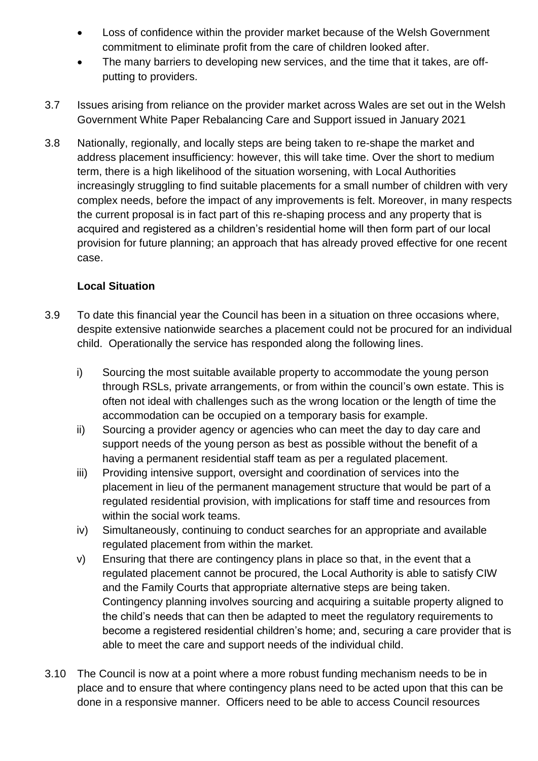- Loss of confidence within the provider market because of the Welsh Government commitment to eliminate profit from the care of children looked after.
- The many barriers to developing new services, and the time that it takes, are off-putting to providers.

3.7 Issues arising from reliance on the provider market across Wales are set out in the Welsh Government White Paper Rebalancing Care and Support issued in January 2021

3.8 Nationally, regionally, and locally steps are being taken to re-shape the market and address placement insufficiency: however, this will take time. Over the short to medium term, there is a high likelihood of the situation worsening, with Local Authorities increasingly struggling to find suitable placements for a small number of children with very complex needs, before the impact of any improvements is felt. Moreover, in many respects the current proposal is in fact part of this re-shaping process and any property that is acquired and registered as a children's residential home will then form part of our local provision for future planning; an approach that has already proved effective for one recent case.

**Local Situation**

3.9 To date this financial year the Council has been in a situation on three occasions where, despite extensive nationwide searches a placement could not be procured for an individual child. Operationally the service has responded along the following lines.

i) Sourcing the most suitable available property to accommodate the young person through RSLs, private arrangements, or from within the council's own estate. This is often not ideal with challenges such as the wrong location or the length of time the accommodation can be occupied on a temporary basis for example.

ii) Sourcing a provider agency or agencies who can meet the day to day care and support needs of the young person as best as possible without the benefit of a having a permanent residential staff team as per a regulated placement.

iii) Providing intensive support, oversight and coordination of services into the placement in lieu of the permanent management structure that would be part of a regulated residential provision, with implications for staff time and resources from within the social work teams.

iv) Simultaneously, continuing to conduct searches for an appropriate and available regulated placement from within the market.

v) Ensuring that there are contingency plans in place so that, in the event that a regulated placement cannot be procured, the Local Authority is able to satisfy CIW and the Family Courts that appropriate alternative steps are being taken. Contingency planning involves sourcing and acquiring a suitable property aligned to the child's needs that can then be adapted to meet the regulatory requirements to become a registered residential children's home; and, securing a care provider that is able to meet the care and support needs of the individual child.

3.10 The Council is now at a point where a more robust funding mechanism needs to be in place and to ensure that where contingency plans need to be acted upon that this can be done in a responsive manner. Officers need to be able to access Council resources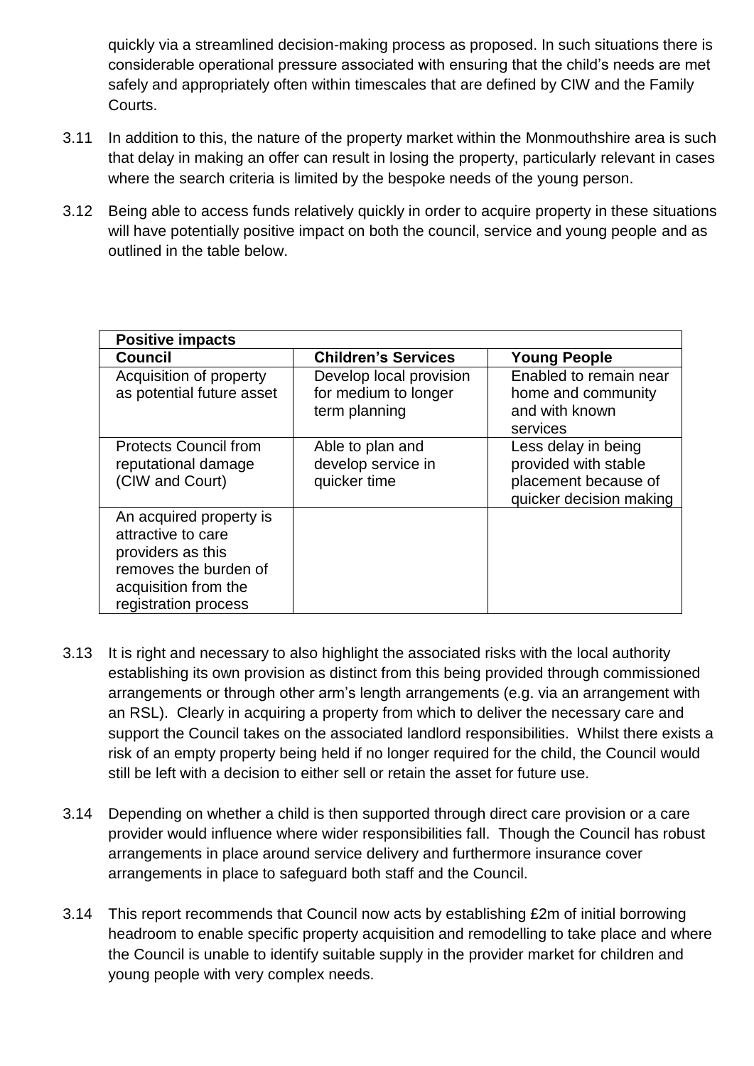quickly via a streamlined decision-making process as proposed. In such situations there is considerable operational pressure associated with ensuring that the child's needs are met safely and appropriately often within timescales that are defined by CIW and the Family Courts.

3.11 In addition to this, the nature of the property market within the Monmouthshire area is such that delay in making an offer can result in losing the property, particularly relevant in cases where the search criteria is limited by the bespoke needs of the young person.

3.12 Being able to access funds relatively quickly in order to acquire property in these situations will have potentially positive impact on both the council, service and young people and as outlined in the table below.

| Positive impacts | | |
|---|---|---|
| **Council** | **Children's Services** | **Young People** |
| Acquisition of property as potential future asset | Develop local provision for medium to longer term planning | Enabled to remain near home and community and with known services |
| Protects Council from reputational damage (CIW and Court) | Able to plan and develop service in quicker time | Less delay in being provided with stable placement because of quicker decision making |
| An acquired property is attractive to care providers as this removes the burden of acquisition from the registration process | | |

3.13 It is right and necessary to also highlight the associated risks with the local authority establishing its own provision as distinct from this being provided through commissioned arrangements or through other arm's length arrangements (e.g. via an arrangement with an RSL). Clearly in acquiring a property from which to deliver the necessary care and support the Council takes on the associated landlord responsibilities. Whilst there exists a risk of an empty property being held if no longer required for the child, the Council would still be left with a decision to either sell or retain the asset for future use.

3.14 Depending on whether a child is then supported through direct care provision or a care provider would influence where wider responsibilities fall. Though the Council has robust arrangements in place around service delivery and furthermore insurance cover arrangements in place to safeguard both staff and the Council.

3.14 This report recommends that Council now acts by establishing £2m of initial borrowing headroom to enable specific property acquisition and remodelling to take place and where the Council is unable to identify suitable supply in the provider market for children and young people with very complex needs.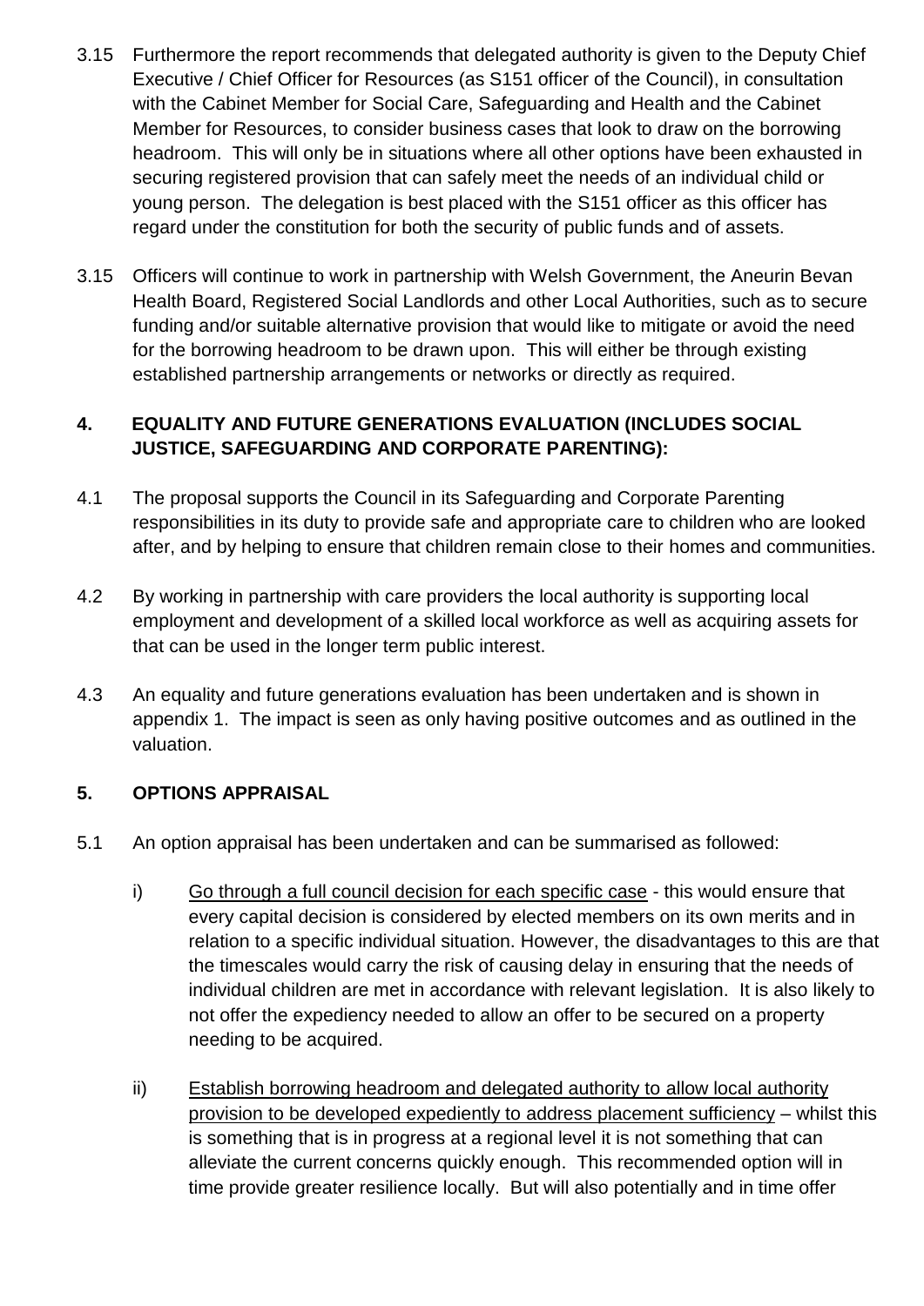3.15 Furthermore the report recommends that delegated authority is given to the Deputy Chief Executive / Chief Officer for Resources (as S151 officer of the Council), in consultation with the Cabinet Member for Social Care, Safeguarding and Health and the Cabinet Member for Resources, to consider business cases that look to draw on the borrowing headroom. This will only be in situations where all other options have been exhausted in securing registered provision that can safely meet the needs of an individual child or young person. The delegation is best placed with the S151 officer as this officer has regard under the constitution for both the security of public funds and of assets.

3.15 Officers will continue to work in partnership with Welsh Government, the Aneurin Bevan Health Board, Registered Social Landlords and other Local Authorities, such as to secure funding and/or suitable alternative provision that would like to mitigate or avoid the need for the borrowing headroom to be drawn upon. This will either be through existing established partnership arrangements or networks or directly as required.

## 4. EQUALITY AND FUTURE GENERATIONS EVALUATION (INCLUDES SOCIAL JUSTICE, SAFEGUARDING AND CORPORATE PARENTING):

4.1 The proposal supports the Council in its Safeguarding and Corporate Parenting responsibilities in its duty to provide safe and appropriate care to children who are looked after, and by helping to ensure that children remain close to their homes and communities.

4.2 By working in partnership with care providers the local authority is supporting local employment and development of a skilled local workforce as well as acquiring assets for that can be used in the longer term public interest.

4.3 An equality and future generations evaluation has been undertaken and is shown in appendix 1. The impact is seen as only having positive outcomes and as outlined in the valuation.

## 5. OPTIONS APPRAISAL

5.1 An option appraisal has been undertaken and can be summarised as followed:

i) Go through a full council decision for each specific case - this would ensure that every capital decision is considered by elected members on its own merits and in relation to a specific individual situation. However, the disadvantages to this are that the timescales would carry the risk of causing delay in ensuring that the needs of individual children are met in accordance with relevant legislation. It is also likely to not offer the expediency needed to allow an offer to be secured on a property needing to be acquired.

ii) Establish borrowing headroom and delegated authority to allow local authority provision to be developed expediently to address placement sufficiency – whilst this is something that is in progress at a regional level it is not something that can alleviate the current concerns quickly enough. This recommended option will in time provide greater resilience locally. But will also potentially and in time offer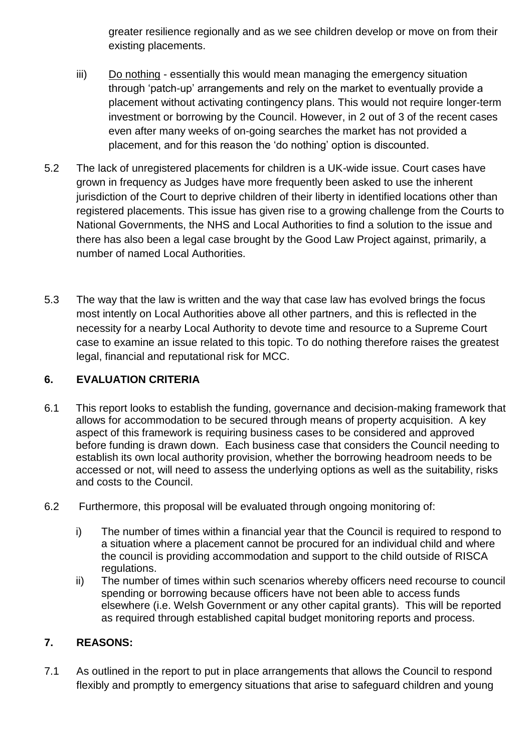greater resilience regionally and as we see children develop or move on from their existing placements.

iii) Do nothing - essentially this would mean managing the emergency situation through 'patch-up' arrangements and rely on the market to eventually provide a placement without activating contingency plans. This would not require longer-term investment or borrowing by the Council. However, in 2 out of 3 of the recent cases even after many weeks of on-going searches the market has not provided a placement, and for this reason the 'do nothing' option is discounted.

5.2 The lack of unregistered placements for children is a UK-wide issue. Court cases have grown in frequency as Judges have more frequently been asked to use the inherent jurisdiction of the Court to deprive children of their liberty in identified locations other than registered placements. This issue has given rise to a growing challenge from the Courts to National Governments, the NHS and Local Authorities to find a solution to the issue and there has also been a legal case brought by the Good Law Project against, primarily, a number of named Local Authorities.

5.3 The way that the law is written and the way that case law has evolved brings the focus most intently on Local Authorities above all other partners, and this is reflected in the necessity for a nearby Local Authority to devote time and resource to a Supreme Court case to examine an issue related to this topic. To do nothing therefore raises the greatest legal, financial and reputational risk for MCC.

## 6. EVALUATION CRITERIA

6.1 This report looks to establish the funding, governance and decision-making framework that allows for accommodation to be secured through means of property acquisition. A key aspect of this framework is requiring business cases to be considered and approved before funding is drawn down. Each business case that considers the Council needing to establish its own local authority provision, whether the borrowing headroom needs to be accessed or not, will need to assess the underlying options as well as the suitability, risks and costs to the Council.

6.2 Furthermore, this proposal will be evaluated through ongoing monitoring of:

i) The number of times within a financial year that the Council is required to respond to a situation where a placement cannot be procured for an individual child and where the council is providing accommodation and support to the child outside of RISCA regulations.

ii) The number of times within such scenarios whereby officers need recourse to council spending or borrowing because officers have not been able to access funds elsewhere (i.e. Welsh Government or any other capital grants). This will be reported as required through established capital budget monitoring reports and process.

## 7. REASONS:

7.1 As outlined in the report to put in place arrangements that allows the Council to respond flexibly and promptly to emergency situations that arise to safeguard children and young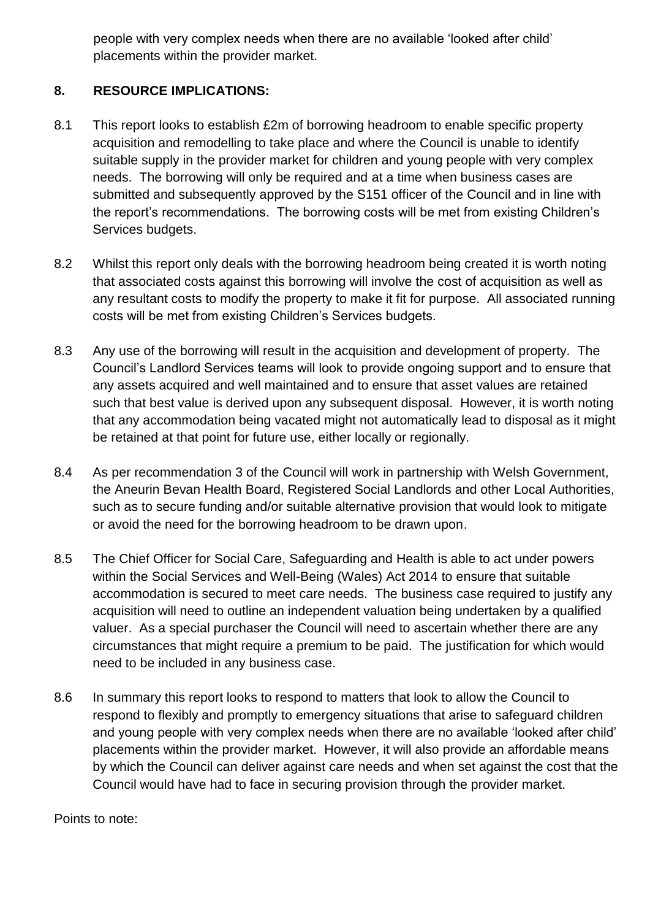people with very complex needs when there are no available 'looked after child' placements within the provider market.

## 8. RESOURCE IMPLICATIONS:

8.1 This report looks to establish £2m of borrowing headroom to enable specific property acquisition and remodelling to take place and where the Council is unable to identify suitable supply in the provider market for children and young people with very complex needs. The borrowing will only be required and at a time when business cases are submitted and subsequently approved by the S151 officer of the Council and in line with the report's recommendations. The borrowing costs will be met from existing Children's Services budgets.

8.2 Whilst this report only deals with the borrowing headroom being created it is worth noting that associated costs against this borrowing will involve the cost of acquisition as well as any resultant costs to modify the property to make it fit for purpose. All associated running costs will be met from existing Children's Services budgets.

8.3 Any use of the borrowing will result in the acquisition and development of property. The Council's Landlord Services teams will look to provide ongoing support and to ensure that any assets acquired and well maintained and to ensure that asset values are retained such that best value is derived upon any subsequent disposal. However, it is worth noting that any accommodation being vacated might not automatically lead to disposal as it might be retained at that point for future use, either locally or regionally.

8.4 As per recommendation 3 of the Council will work in partnership with Welsh Government, the Aneurin Bevan Health Board, Registered Social Landlords and other Local Authorities, such as to secure funding and/or suitable alternative provision that would look to mitigate or avoid the need for the borrowing headroom to be drawn upon.

8.5 The Chief Officer for Social Care, Safeguarding and Health is able to act under powers within the Social Services and Well-Being (Wales) Act 2014 to ensure that suitable accommodation is secured to meet care needs. The business case required to justify any acquisition will need to outline an independent valuation being undertaken by a qualified valuer. As a special purchaser the Council will need to ascertain whether there are any circumstances that might require a premium to be paid. The justification for which would need to be included in any business case.

8.6 In summary this report looks to respond to matters that look to allow the Council to respond to flexibly and promptly to emergency situations that arise to safeguard children and young people with very complex needs when there are no available 'looked after child' placements within the provider market. However, it will also provide an affordable means by which the Council can deliver against care needs and when set against the cost that the Council would have had to face in securing provision through the provider market.

Points to note: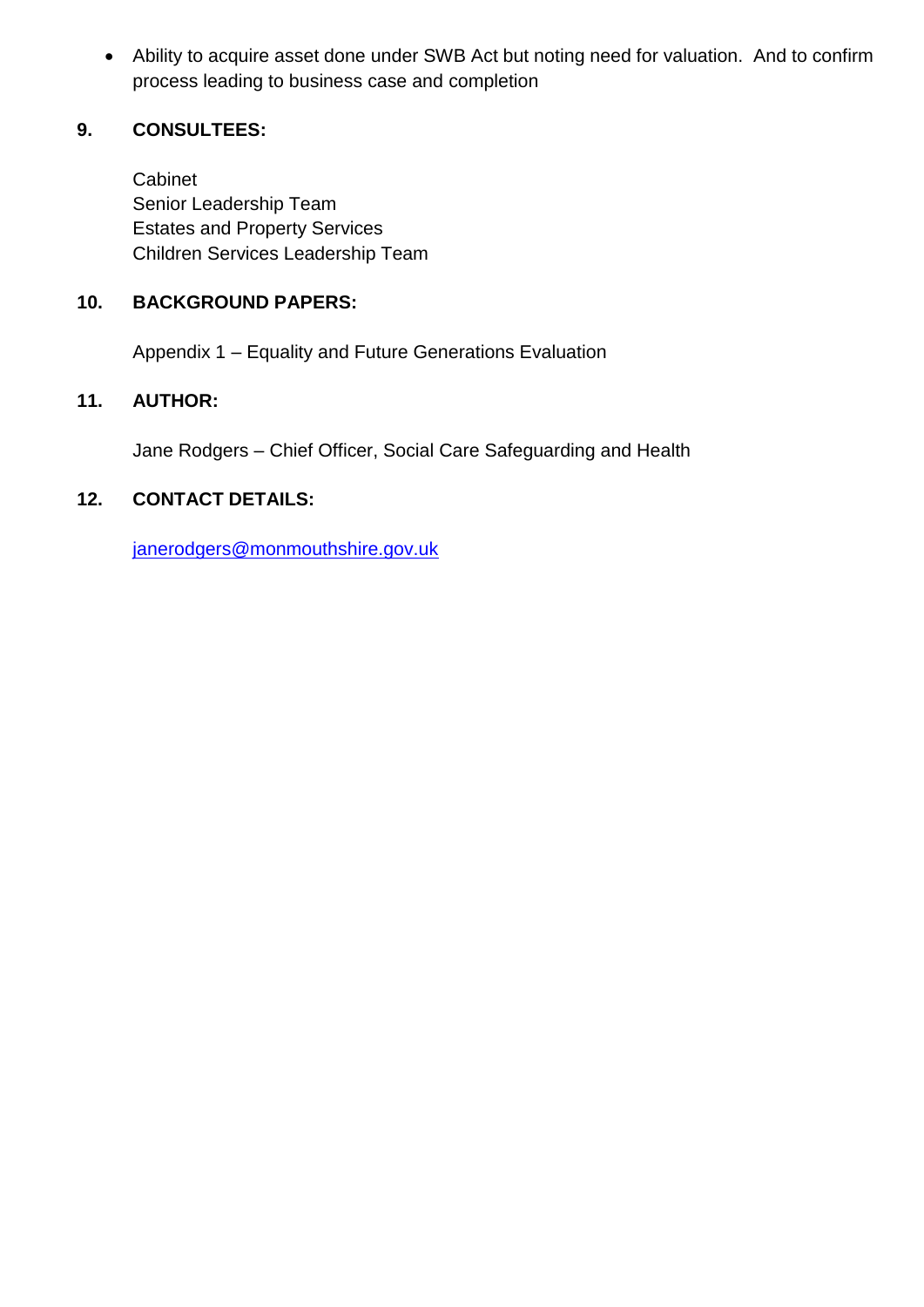- Ability to acquire asset done under SWB Act but noting need for valuation. And to confirm process leading to business case and completion

## 9. CONSULTEES:

Cabinet
Senior Leadership Team
Estates and Property Services
Children Services Leadership Team

## 10. BACKGROUND PAPERS:

Appendix 1 – Equality and Future Generations Evaluation

## 11. AUTHOR:

Jane Rodgers – Chief Officer, Social Care Safeguarding and Health

## 12. CONTACT DETAILS:

janerodgers@monmouthshire.gov.uk